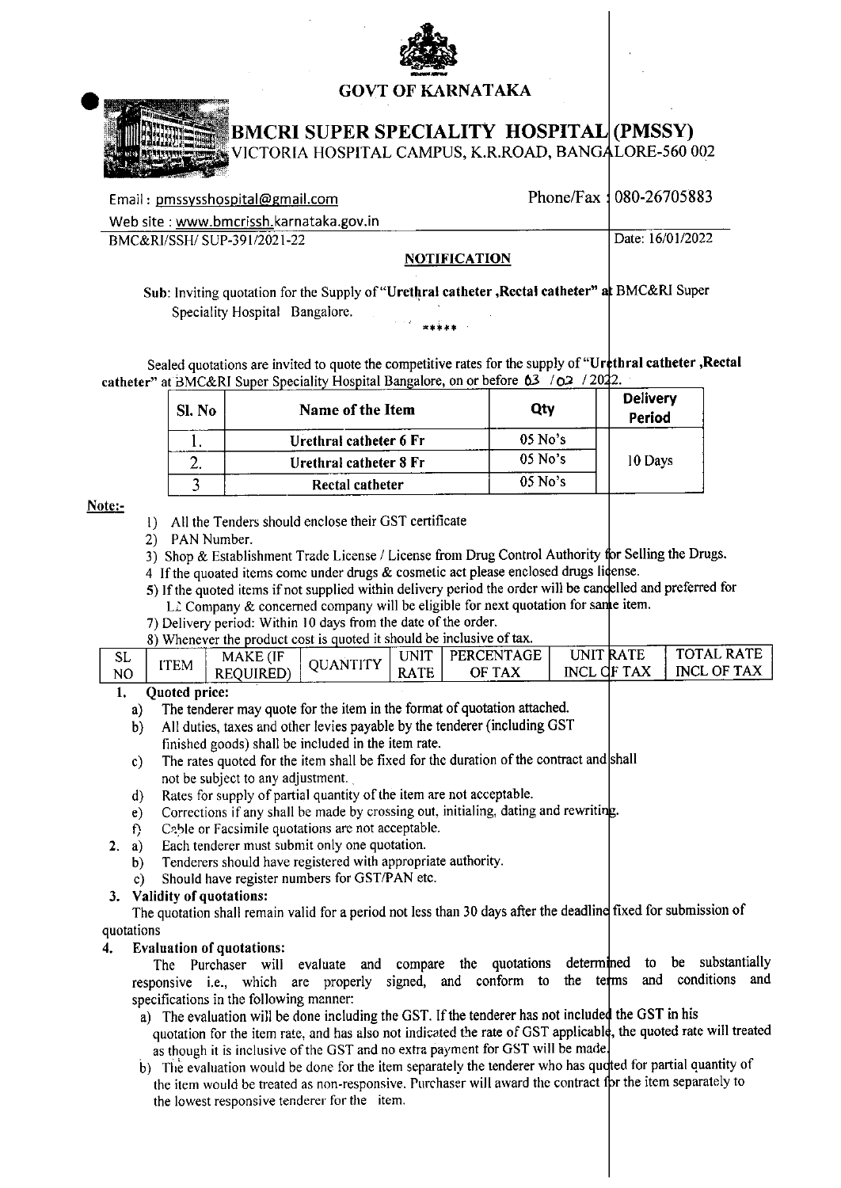**GOVT OF KARNATAKA**

# BMCRI SUPER SPECIALITY HOSPITAL (PMSSY)

VICTORIA HOSPITAL CAMPUS, K.R.ROAD, BANGALORE-560 002

Email : pmssysshospital@gmail.com

Phone/Fax : 080-26705883

Web site : www.bmcrissh.karnataka.gov.in

BMC&RI/SSH/ SUP-391/2021-22

Date: 16/01/2022

## NOTIFICATION

Sub: Inviting quotation for the Supply of "**Urethral catheter ,Rectal catheter**" at BMC&RI Super Speciality Hospital Bangalore.

\*\*\*\*\*

Sealed quotations are invited to quote the competitive rates for the supply of "**Urethral catheter ,Rectal catheter**" at BMC&RI Super Speciality Hospital Bangalore, on or before 03 / 02 / 2022.

| Sl. No | Name of the Item | Qty | Delivery Period |
|---|---|---|---|
| 1. | Urethral catheter 6 Fr | 05 No's | 10 Days |
| 2. | Urethral catheter 8 Fr | 05 No's | |
| 3 | Rectal catheter | 05 No's | |

**Note:-**

1) All the Tenders should enclose their GST certificate
2) PAN Number.
3) Shop & Establishment Trade License / License from Drug Control Authority for Selling the Drugs.
4 If the quoted items come under drugs & cosmetic act please enclosed drugs license.
5) If the quoted items if not supplied within delivery period the order will be cancelled and preferred for L2 Company & concerned company will be eligible for next quotation for same item.
7) Delivery period: Within 10 days from the date of the order.
8) Whenever the product cost is quoted it should be inclusive of tax.

| SL NO | ITEM | MAKE (IF REQUIRED) | QUANTITY | UNIT RATE | PERCENTAGE OF TAX | UNIT RATE INCL OF TAX | TOTAL RATE INCL OF TAX |
|---|---|---|---|---|---|---|---|

1. **Quoted price:**
   a) The tenderer may quote for the item in the format of quotation attached.
   b) All duties, taxes and other levies payable by the tenderer (including GST finished goods) shall be included in the item rate.
   c) The rates quoted for the item shall be fixed for the duration of the contract and shall not be subject to any adjustment.
   d) Rates for supply of partial quantity of the item are not acceptable.
   e) Corrections if any shall be made by crossing out, initialing, dating and rewriting.
   f) Cable or Facsimile quotations are not acceptable.
2. a) Each tenderer must submit only one quotation.
   b) Tenderers should have registered with appropriate authority.
   c) Should have register numbers for GST/PAN etc.
3. **Validity of quotations:**
   The quotation shall remain valid for a period not less than 30 days after the deadline fixed for submission of quotations
4. **Evaluation of quotations:**
   The Purchaser will evaluate and compare the quotations determined to be substantially responsive i.e., which are properly signed, and conform to the terms and conditions and specifications in the following manner:
   a) The evaluation will be done including the GST. If the tenderer has not included the GST in his quotation for the item rate, and has also not indicated the rate of GST applicable, the quoted rate will treated as though it is inclusive of the GST and no extra payment for GST will be made.
   b) The evaluation would be done for the item separately the tenderer who has quoted for partial quantity of the item would be treated as non-responsive. Purchaser will award the contract for the item separately to the lowest responsive tenderer for the item.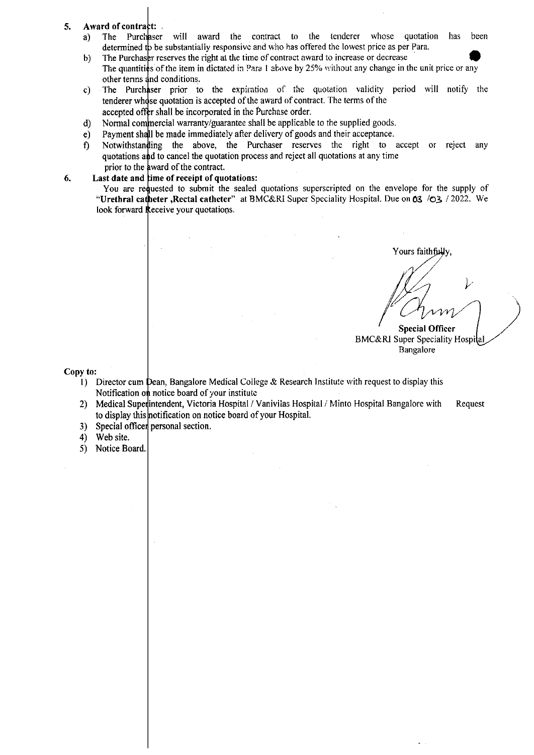5. **Award of contract:**
   a) The Purchaser will award the contract to the tenderer whose quotation has been determined to be substantially responsive and who has offered the lowest price as per Para.
   b) The Purchaser reserves the right at the time of contract award to increase or decrease The quantities of the item in dictated in Para 1 above by 25% without any change in the unit price or any other terms and conditions.
   c) The Purchaser prior to the expiration of the quotation validity period will notify the tenderer whose quotation is accepted of the award of contract. The terms of the accepted offer shall be incorporated in the Purchase order.
   d) Normal commercial warranty/guarantee shall be applicable to the supplied goods.
   e) Payment shall be made immediately after delivery of goods and their acceptance.
   f) Notwithstanding the above, the Purchaser reserves the right to accept or reject any quotations and to cancel the quotation process and reject all quotations at any time prior to the award of the contract.

6. **Last date and time of receipt of quotations:**
   You are requested to submit the sealed quotations superscripted on the envelope for the supply of **"Urethral catheter ,Rectal catheter"** at BMC&RI Super Speciality Hospital. Due on 03 /03 / 2022. We look forward Receive your quotations.

Yours faithfully,

**Special Officer**
BMC&RI Super Speciality Hospital
Bangalore

**Copy to:**
1) Director cum Dean, Bangalore Medical College & Research Institute with request to display this Notification on notice board of your institute
2) Medical Superintendent, Victoria Hospital / Vanivilas Hospital / Minto Hospital Bangalore with Request to display this notification on notice board of your Hospital.
3) Special officer personal section.
4) Web site.
5) Notice Board.